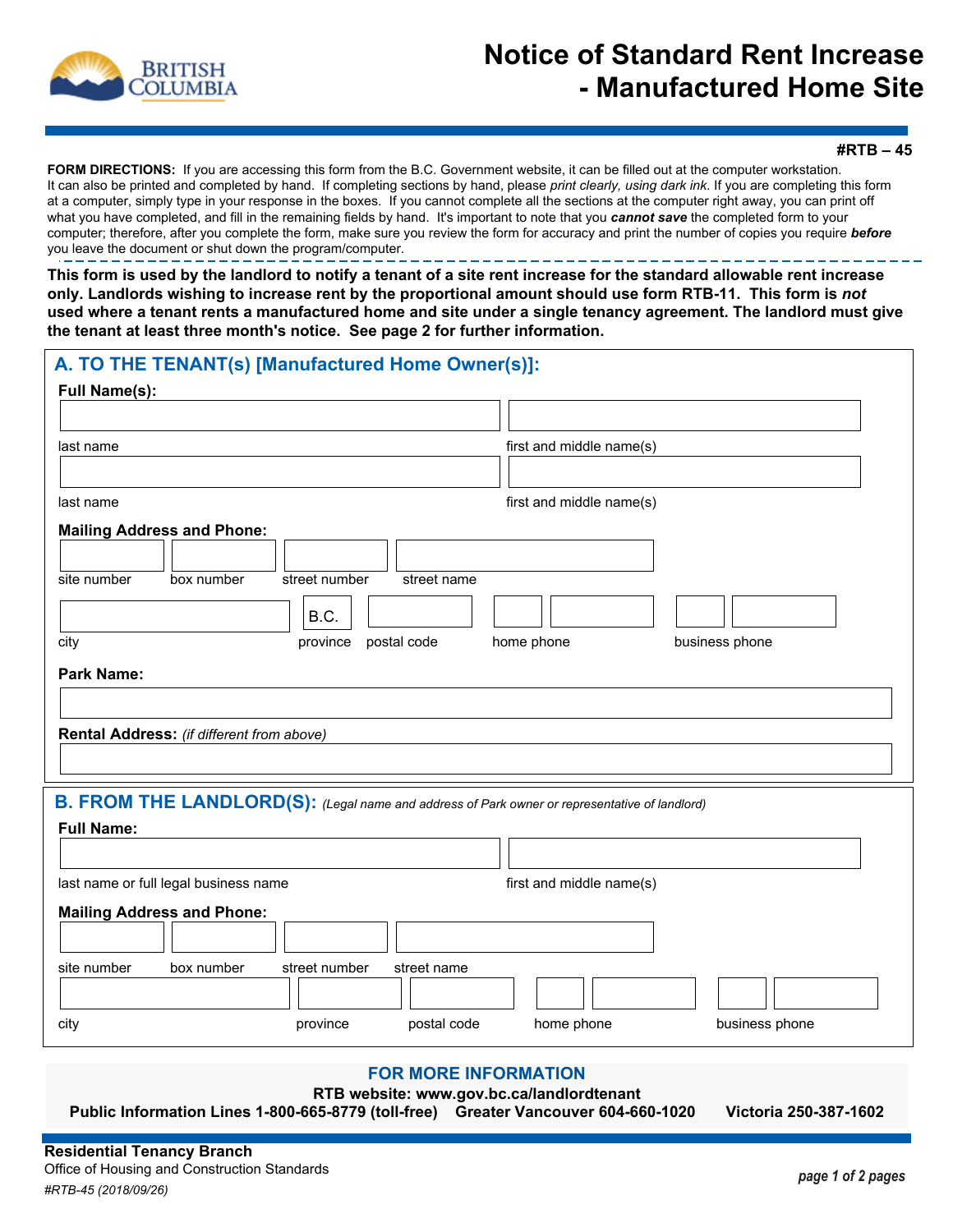# Notice of Standard Rent Increase - Manufactured Home Site

**#RTB – 45**

**FORM DIRECTIONS:** If you are accessing this form from the B.C. Government website, it can be filled out at the computer workstation. It can also be printed and completed by hand. If completing sections by hand, please *print clearly, using dark ink*. If you are completing this form at a computer, simply type in your response in the boxes. If you cannot complete all the sections at the computer right away, you can print off what you have completed, and fill in the remaining fields by hand. It's important to note that you ***cannot save*** the completed form to your computer; therefore, after you complete the form, make sure you review the form for accuracy and print the number of copies you require ***before*** you leave the document or shut down the program/computer.

**This form is used by the landlord to notify a tenant of a site rent increase for the standard allowable rent increase only. Landlords wishing to increase rent by the proportional amount should use form RTB-11. This form is *not* used where a tenant rents a manufactured home and site under a single tenancy agreement. The landlord must give the tenant at least three month's notice. See page 2 for further information.**

## A. TO THE TENANT(s) [Manufactured Home Owner(s)]:

**Full Name(s):**

last name | first and middle name(s)

last name | first and middle name(s)

**Mailing Address and Phone:**

site number | box number | street number | street name

city | B.C. province | postal code | home phone | business phone

**Park Name:**

**Rental Address:** *(if different from above)*

## B. FROM THE LANDLORD(S): *(Legal name and address of Park owner or representative of landlord)*

**Full Name:**

last name or full legal business name | first and middle name(s)

**Mailing Address and Phone:**

site number | box number | street number | street name

city | province | postal code | home phone | business phone

**FOR MORE INFORMATION**

**RTB website: www.gov.bc.ca/landlordtenant**

**Public Information Lines 1-800-665-8779 (toll-free) Greater Vancouver 604-660-1020 Victoria 250-387-1602**

**Residential Tenancy Branch**
Office of Housing and Construction Standards
*#RTB-45 (2018/09/26)*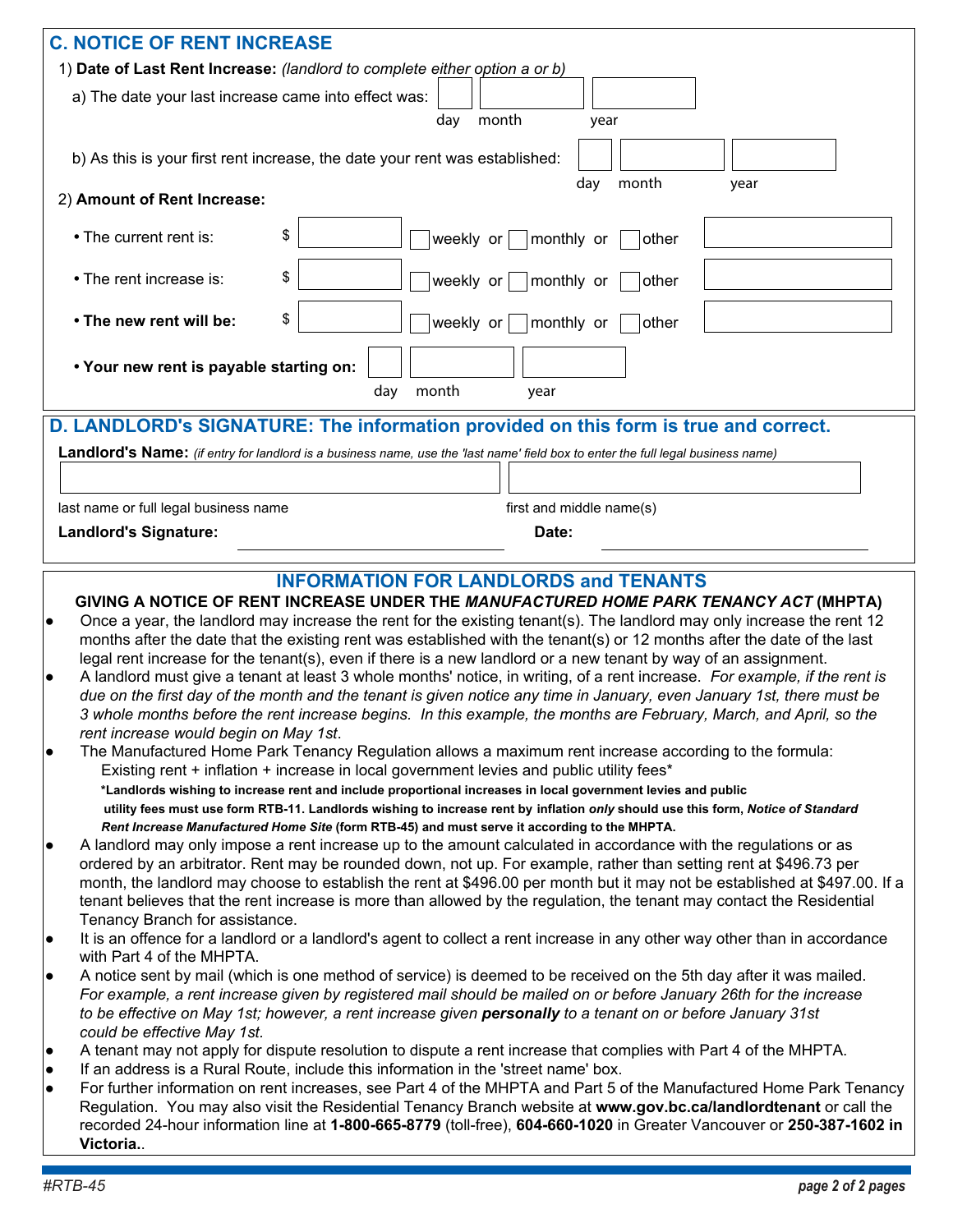## C. NOTICE OF RENT INCREASE

1) **Date of Last Rent Increase:** *(landlord to complete either option a or b)*

a) The date your last increase came into effect was: ____ day ____ month ____ year

b) As this is your first rent increase, the date your rent was established: ____ day ____ month ____ year

2) **Amount of Rent Increase:**

- The current rent is: $ ____ ☐ weekly or ☐ monthly or ☐ other ____
- The rent increase is: $ ____ ☐ weekly or ☐ monthly or ☐ other ____
- **The new rent will be:** $ ____ ☐ weekly or ☐ monthly or ☐ other ____
- **Your new rent is payable starting on:** ____ day ____ month ____ year

## D. LANDLORD's SIGNATURE: The information provided on this form is true and correct.

**Landlord's Name:** *(if entry for landlord is a business name, use the 'last name' field box to enter the full legal business name)*

last name or full legal business name ____ first and middle name(s) ____

**Landlord's Signature:** ____ **Date:** ____

## INFORMATION FOR LANDLORDS and TENANTS

### GIVING A NOTICE OF RENT INCREASE UNDER THE *MANUFACTURED HOME PARK TENANCY ACT* (MHPTA)

- Once a year, the landlord may increase the rent for the existing tenant(s). The landlord may only increase the rent 12 months after the date that the existing rent was established with the tenant(s) or 12 months after the date of the last legal rent increase for the tenant(s), even if there is a new landlord or a new tenant by way of an assignment.
- A landlord must give a tenant at least 3 whole months' notice, in writing, of a rent increase. *For example, if the rent is due on the first day of the month and the tenant is given notice any time in January, even January 1st, there must be 3 whole months before the rent increase begins. In this example, the months are February, March, and April, so the rent increase would begin on May 1st*.
- The Manufactured Home Park Tenancy Regulation allows a maximum rent increase according to the formula:
  Existing rent + inflation + increase in local government levies and public utility fees*
  ***Landlords wishing to increase rent and include proportional increases in local government levies and public utility fees must use form RTB-11. Landlords wishing to increase rent by inflation *only* should use this form, *Notice of Standard Rent Increase Manufactured Home Site* (form RTB-45) and must serve it according to the MHPTA.**
- A landlord may only impose a rent increase up to the amount calculated in accordance with the regulations or as ordered by an arbitrator. Rent may be rounded down, not up. For example, rather than setting rent at $496.73 per month, the landlord may choose to establish the rent at $496.00 per month but it may not be established at $497.00. If a tenant believes that the rent increase is more than allowed by the regulation, the tenant may contact the Residential Tenancy Branch for assistance.
- It is an offence for a landlord or a landlord's agent to collect a rent increase in any other way other than in accordance with Part 4 of the MHPTA.
- A notice sent by mail (which is one method of service) is deemed to be received on the 5th day after it was mailed. *For example, a rent increase given by registered mail should be mailed on or before January 26th for the increase to be effective on May 1st; however, a rent increase given* ***personally*** *to a tenant on or before January 31st could be effective May 1st*.
- A tenant may not apply for dispute resolution to dispute a rent increase that complies with Part 4 of the MHPTA.
- If an address is a Rural Route, include this information in the 'street name' box.
- For further information on rent increases, see Part 4 of the MHPTA and Part 5 of the Manufactured Home Park Tenancy Regulation. You may also visit the Residential Tenancy Branch website at **www.gov.bc.ca/landlordtenant** or call the recorded 24-hour information line at **1-800-665-8779** (toll-free), **604-660-1020** in Greater Vancouver or **250-387-1602 in Victoria.**.

*#RTB-45*